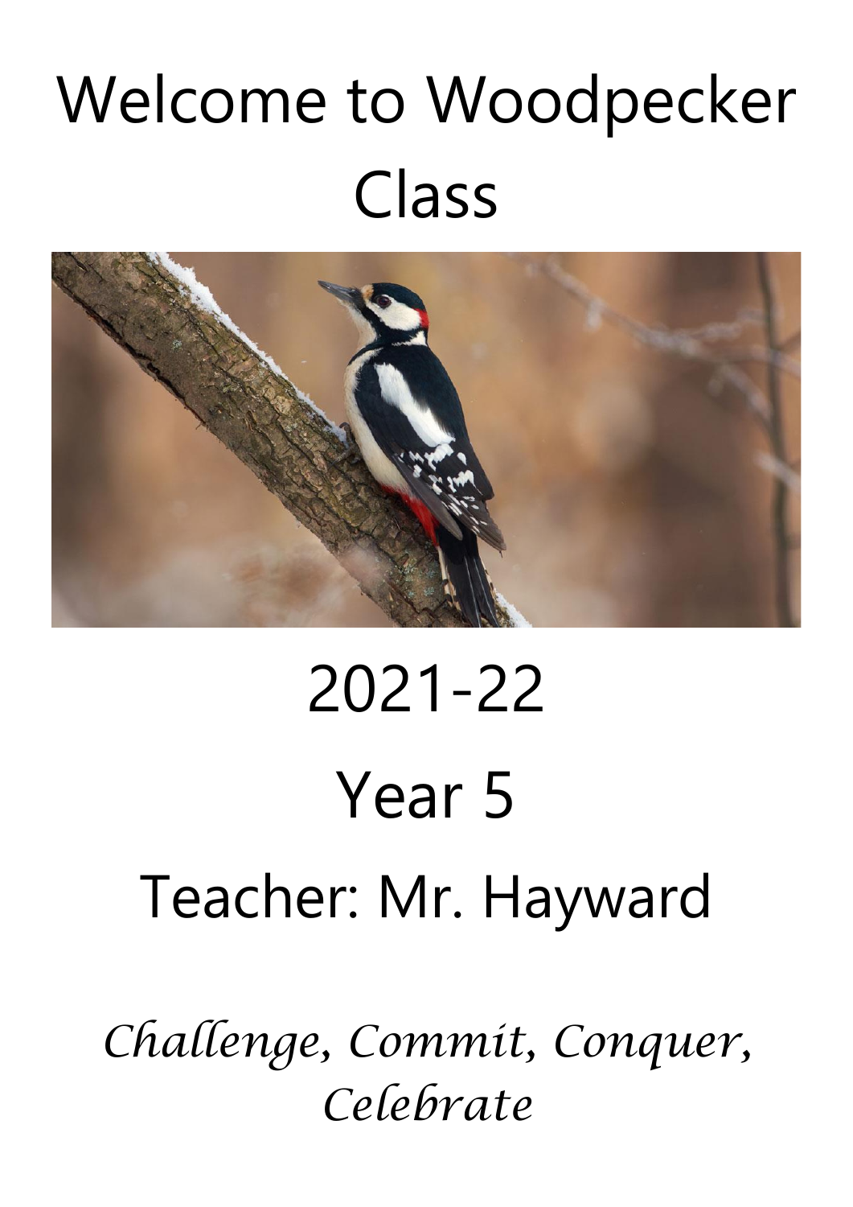# Welcome to Woodpecker Class

2021-22

Year 5

Teacher: Mr. Hayward

*Challenge, Commit, Conquer, Celebrate*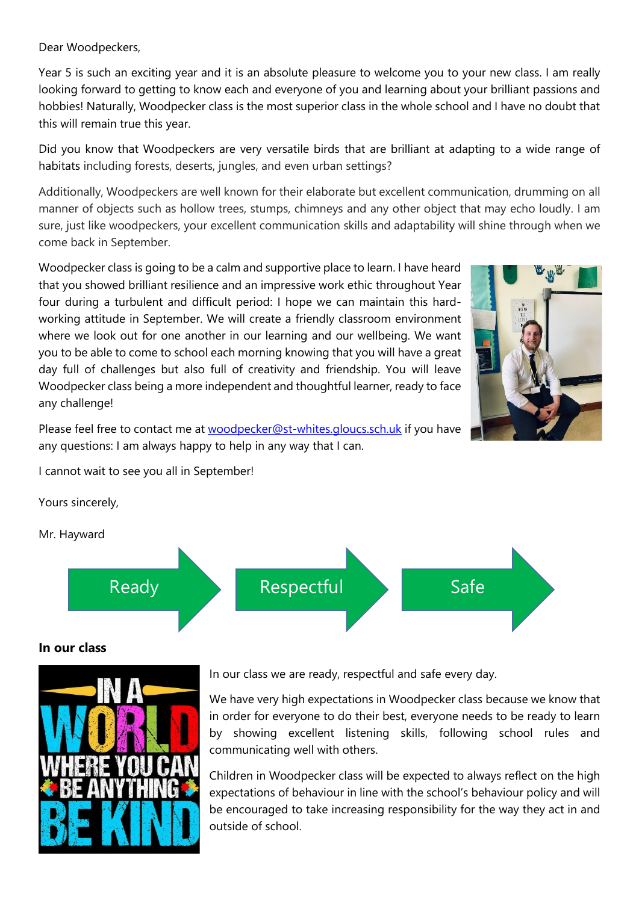Dear Woodpeckers,

Year 5 is such an exciting year and it is an absolute pleasure to welcome you to your new class. I am really looking forward to getting to know each and everyone of you and learning about your brilliant passions and hobbies! Naturally, Woodpecker class is the most superior class in the whole school and I have no doubt that this will remain true this year.

Did you know that Woodpeckers are very versatile birds that are brilliant at adapting to a wide range of habitats including forests, deserts, jungles, and even urban settings?

Additionally, Woodpeckers are well known for their elaborate but excellent communication, drumming on all manner of objects such as hollow trees, stumps, chimneys and any other object that may echo loudly. I am sure, just like woodpeckers, your excellent communication skills and adaptability will shine through when we come back in September.

Woodpecker class is going to be a calm and supportive place to learn. I have heard that you showed brilliant resilience and an impressive work ethic throughout Year four during a turbulent and difficult period: I hope we can maintain this hard-working attitude in September. We will create a friendly classroom environment where we look out for one another in our learning and our wellbeing. We want you to be able to come to school each morning knowing that you will have a great day full of challenges but also full of creativity and friendship. You will leave Woodpecker class being a more independent and thoughtful learner, ready to face any challenge!

Please feel free to contact me at [woodpecker@st-whites.gloucs.sch.uk](mailto:woodpecker@st-whites.gloucs.sch.uk) if you have any questions: I am always happy to help in any way that I can.

I cannot wait to see you all in September!

Yours sincerely,

Mr. Hayward

Ready → Respectful → Safe

**In our class**

In our class we are ready, respectful and safe every day.

We have very high expectations in Woodpecker class because we know that in order for everyone to do their best, everyone needs to be ready to learn by showing excellent listening skills, following school rules and communicating well with others.

Children in Woodpecker class will be expected to always reflect on the high expectations of behaviour in line with the school's behaviour policy and will be encouraged to take increasing responsibility for the way they act in and outside of school.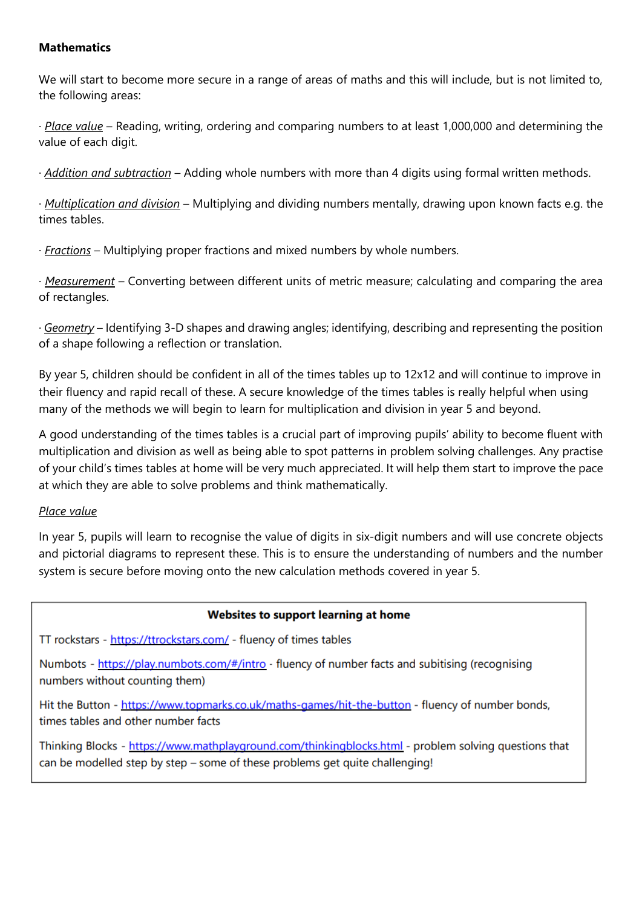**Mathematics**

We will start to become more secure in a range of areas of maths and this will include, but is not limited to, the following areas:

· _Place value_ – Reading, writing, ordering and comparing numbers to at least 1,000,000 and determining the value of each digit.

· _Addition and subtraction_ – Adding whole numbers with more than 4 digits using formal written methods.

· _Multiplication and division_ – Multiplying and dividing numbers mentally, drawing upon known facts e.g. the times tables.

· _Fractions_ – Multiplying proper fractions and mixed numbers by whole numbers.

· _Measurement_ – Converting between different units of metric measure; calculating and comparing the area of rectangles.

· _Geometry_ – Identifying 3-D shapes and drawing angles; identifying, describing and representing the position of a shape following a reflection or translation.

By year 5, children should be confident in all of the times tables up to 12x12 and will continue to improve in their fluency and rapid recall of these. A secure knowledge of the times tables is really helpful when using many of the methods we will begin to learn for multiplication and division in year 5 and beyond.

A good understanding of the times tables is a crucial part of improving pupils' ability to become fluent with multiplication and division as well as being able to spot patterns in problem solving challenges. Any practise of your child's times tables at home will be very much appreciated. It will help them start to improve the pace at which they are able to solve problems and think mathematically.

_Place value_

In year 5, pupils will learn to recognise the value of digits in six-digit numbers and will use concrete objects and pictorial diagrams to represent these. This is to ensure the understanding of numbers and the number system is secure before moving onto the new calculation methods covered in year 5.

**Websites to support learning at home**

TT rockstars - https://ttrockstars.com/ - fluency of times tables

Numbots - https://play.numbots.com/#/intro - fluency of number facts and subitising (recognising numbers without counting them)

Hit the Button - https://www.topmarks.co.uk/maths-games/hit-the-button - fluency of number bonds, times tables and other number facts

Thinking Blocks - https://www.mathplayground.com/thinkingblocks.html - problem solving questions that can be modelled step by step – some of these problems get quite challenging!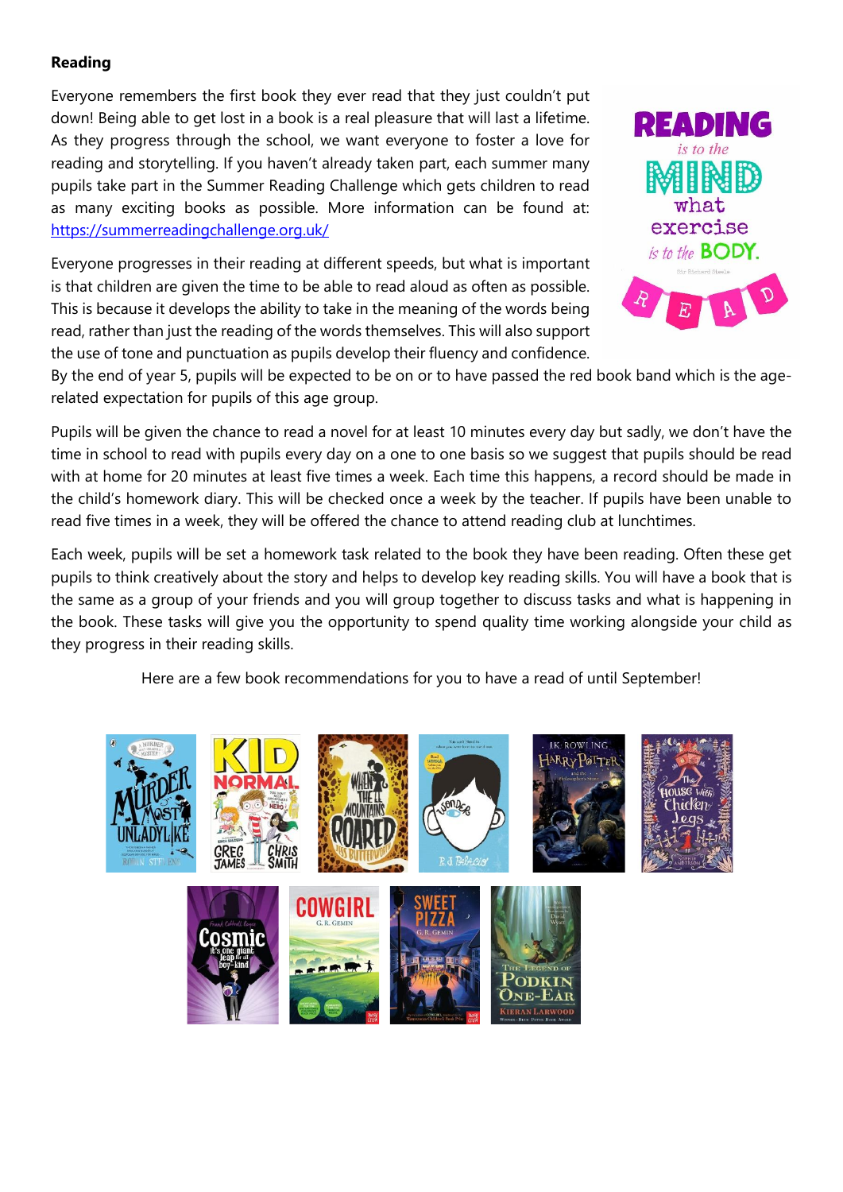## Reading

Everyone remembers the first book they ever read that they just couldn't put down! Being able to get lost in a book is a real pleasure that will last a lifetime. As they progress through the school, we want everyone to foster a love for reading and storytelling. If you haven't already taken part, each summer many pupils take part in the Summer Reading Challenge which gets children to read as many exciting books as possible. More information can be found at: https://summerreadingchallenge.org.uk/

Everyone progresses in their reading at different speeds, but what is important is that children are given the time to be able to read aloud as often as possible. This is because it develops the ability to take in the meaning of the words being read, rather than just the reading of the words themselves. This will also support the use of tone and punctuation as pupils develop their fluency and confidence. By the end of year 5, pupils will be expected to be on or to have passed the red book band which is the age-related expectation for pupils of this age group.

Pupils will be given the chance to read a novel for at least 10 minutes every day but sadly, we don't have the time in school to read with pupils every day on a one to one basis so we suggest that pupils should be read with at home for 20 minutes at least five times a week. Each time this happens, a record should be made in the child's homework diary. This will be checked once a week by the teacher. If pupils have been unable to read five times in a week, they will be offered the chance to attend reading club at lunchtimes.

Each week, pupils will be set a homework task related to the book they have been reading. Often these get pupils to think creatively about the story and helps to develop key reading skills. You will have a book that is the same as a group of your friends and you will group together to discuss tasks and what is happening in the book. These tasks will give you the opportunity to spend quality time working alongside your child as they progress in their reading skills.

Here are a few book recommendations for you to have a read of until September!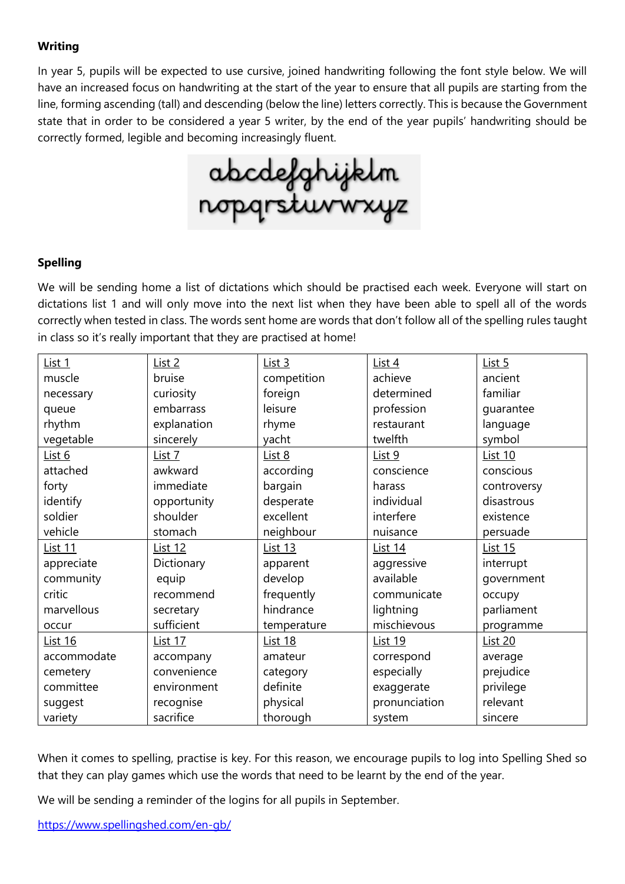**Writing**

In year 5, pupils will be expected to use cursive, joined handwriting following the font style below. We will have an increased focus on handwriting at the start of the year to ensure that all pupils are starting from the line, forming ascending (tall) and descending (below the line) letters correctly. This is because the Government state that in order to be considered a year 5 writer, by the end of the year pupils' handwriting should be correctly formed, legible and becoming increasingly fluent.

abcdefghijklm
nopqrstuvwxyz

**Spelling**

We will be sending home a list of dictations which should be practised each week. Everyone will start on dictations list 1 and will only move into the next list when they have been able to spell all of the words correctly when tested in class. The words sent home are words that don't follow all of the spelling rules taught in class so it's really important that they are practised at home!

| List 1 | List 2 | List 3 | List 4 | List 5 |
|---|---|---|---|---|
| muscle | bruise | competition | achieve | ancient |
| necessary | curiosity | foreign | determined | familiar |
| queue | embarrass | leisure | profession | guarantee |
| rhythm | explanation | rhyme | restaurant | language |
| vegetable | sincerely | yacht | twelfth | symbol |
| List 6 | List 7 | List 8 | List 9 | List 10 |
| attached | awkward | according | conscience | conscious |
| forty | immediate | bargain | harass | controversy |
| identify | opportunity | desperate | individual | disastrous |
| soldier | shoulder | excellent | interfere | existence |
| vehicle | stomach | neighbour | nuisance | persuade |
| List 11 | List 12 | List 13 | List 14 | List 15 |
| appreciate | Dictionary | apparent | aggressive | interrupt |
| community | equip | develop | available | government |
| critic | recommend | frequently | communicate | occupy |
| marvellous | secretary | hindrance | lightning | parliament |
| occur | sufficient | temperature | mischievous | programme |
| List 16 | List 17 | List 18 | List 19 | List 20 |
| accommodate | accompany | amateur | correspond | average |
| cemetery | convenience | category | especially | prejudice |
| committee | environment | definite | exaggerate | privilege |
| suggest | recognise | physical | pronunciation | relevant |
| variety | sacrifice | thorough | system | sincere |

When it comes to spelling, practise is key. For this reason, we encourage pupils to log into Spelling Shed so that they can play games which use the words that need to be learnt by the end of the year.

We will be sending a reminder of the logins for all pupils in September.

https://www.spellingshed.com/en-gb/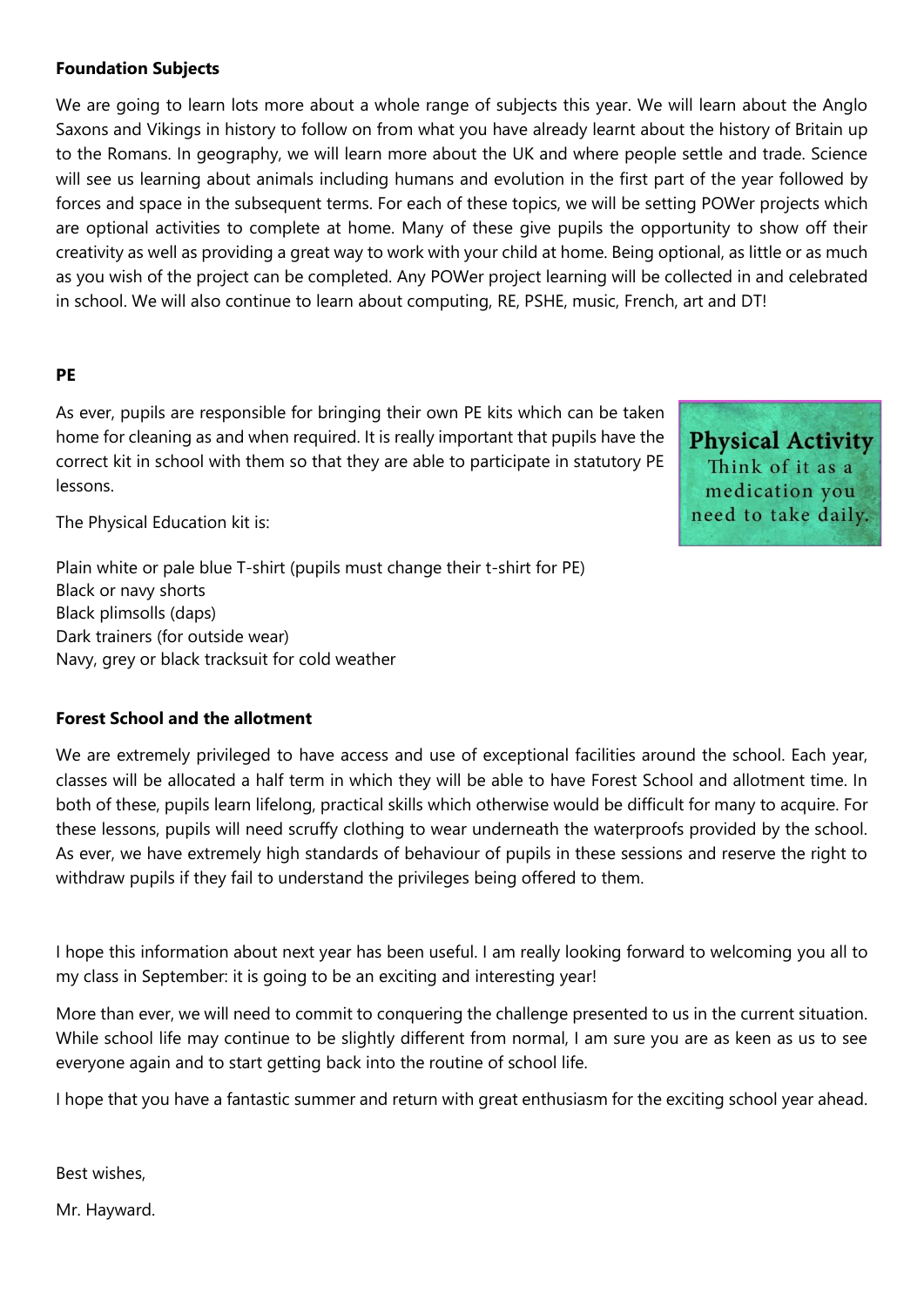**Foundation Subjects**

We are going to learn lots more about a whole range of subjects this year. We will learn about the Anglo Saxons and Vikings in history to follow on from what you have already learnt about the history of Britain up to the Romans. In geography, we will learn more about the UK and where people settle and trade. Science will see us learning about animals including humans and evolution in the first part of the year followed by forces and space in the subsequent terms. For each of these topics, we will be setting POWer projects which are optional activities to complete at home. Many of these give pupils the opportunity to show off their creativity as well as providing a great way to work with your child at home. Being optional, as little or as much as you wish of the project can be completed. Any POWer project learning will be collected in and celebrated in school. We will also continue to learn about computing, RE, PSHE, music, French, art and DT!

**PE**

As ever, pupils are responsible for bringing their own PE kits which can be taken home for cleaning as and when required. It is really important that pupils have the correct kit in school with them so that they are able to participate in statutory PE lessons.

**Physical Activity**
Think of it as a medication you need to take daily.

The Physical Education kit is:

Plain white or pale blue T-shirt (pupils must change their t-shirt for PE)
Black or navy shorts
Black plimsolls (daps)
Dark trainers (for outside wear)
Navy, grey or black tracksuit for cold weather

**Forest School and the allotment**

We are extremely privileged to have access and use of exceptional facilities around the school. Each year, classes will be allocated a half term in which they will be able to have Forest School and allotment time. In both of these, pupils learn lifelong, practical skills which otherwise would be difficult for many to acquire. For these lessons, pupils will need scruffy clothing to wear underneath the waterproofs provided by the school. As ever, we have extremely high standards of behaviour of pupils in these sessions and reserve the right to withdraw pupils if they fail to understand the privileges being offered to them.

I hope this information about next year has been useful. I am really looking forward to welcoming you all to my class in September: it is going to be an exciting and interesting year!

More than ever, we will need to commit to conquering the challenge presented to us in the current situation. While school life may continue to be slightly different from normal, I am sure you are as keen as us to see everyone again and to start getting back into the routine of school life.

I hope that you have a fantastic summer and return with great enthusiasm for the exciting school year ahead.

Best wishes,

Mr. Hayward.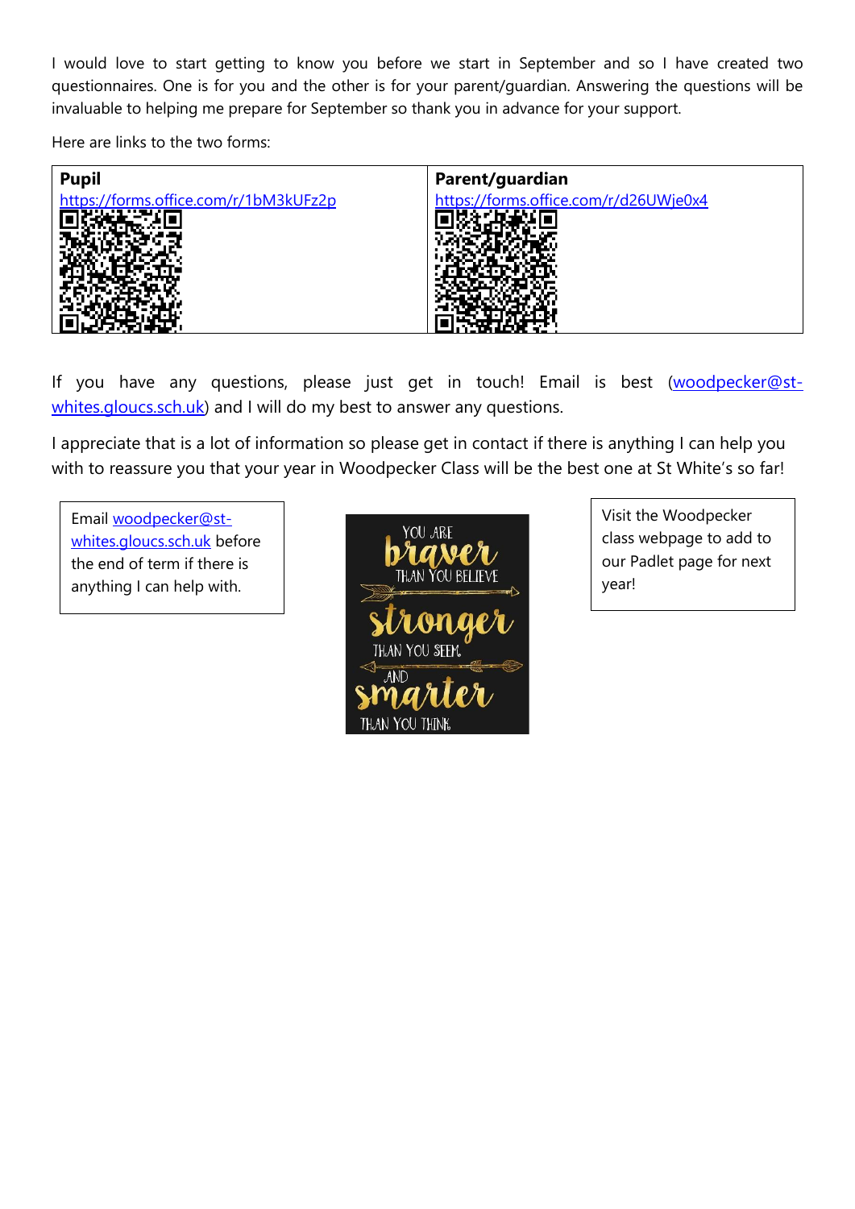I would love to start getting to know you before we start in September and so I have created two questionnaires. One is for you and the other is for your parent/guardian. Answering the questions will be invaluable to helping me prepare for September so thank you in advance for your support.

Here are links to the two forms:

| **Pupil** | **Parent/guardian** |
| --- | --- |
| https://forms.office.com/r/1bM3kUFz2p | https://forms.office.com/r/d26UWje0x4 |

If you have any questions, please just get in touch! Email is best (woodpecker@st-whites.gloucs.sch.uk) and I will do my best to answer any questions.

I appreciate that is a lot of information so please get in contact if there is anything I can help you with to reassure you that your year in Woodpecker Class will be the best one at St White's so far!

Email woodpecker@st-whites.gloucs.sch.uk before the end of term if there is anything I can help with.

YOU ARE braver THAN YOU BELIEVE stronger THAN YOU SEEM, AND smarter THAN YOU THINK

Visit the Woodpecker class webpage to add to our Padlet page for next year!